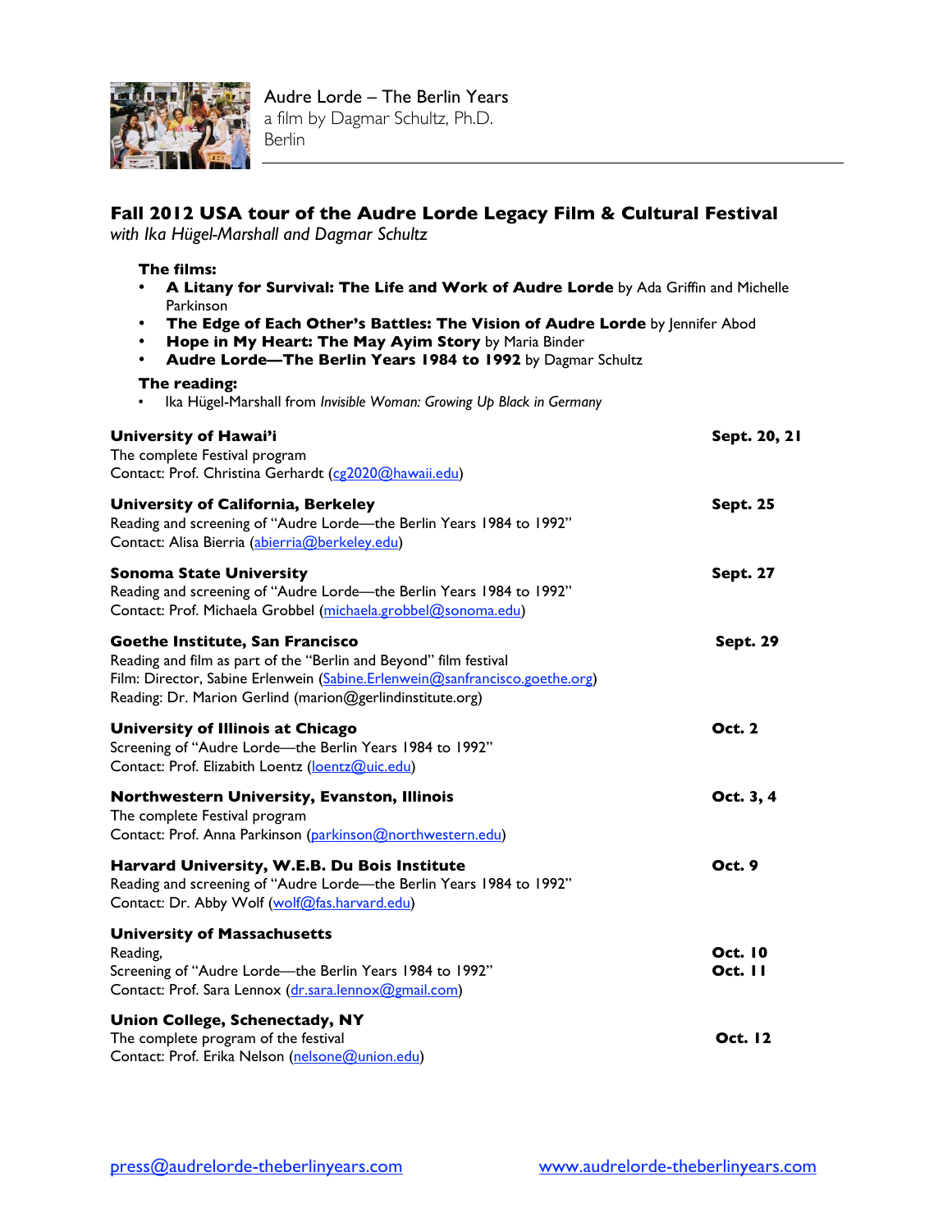Audre Lorde – The Berlin Years
a film by Dagmar Schultz, Ph.D.
Berlin

## Fall 2012 USA tour of the Audre Lorde Legacy Film & Cultural Festival

*with Ika Hügel-Marshall and Dagmar Schultz*

**The films:**

- **A Litany for Survival: The Life and Work of Audre Lorde** by Ada Griffin and Michelle Parkinson
- **The Edge of Each Other's Battles: The Vision of Audre Lorde** by Jennifer Abod
- **Hope in My Heart: The May Ayim Story** by Maria Binder
- **Audre Lorde—The Berlin Years 1984 to 1992** by Dagmar Schultz

**The reading:**

- Ika Hügel-Marshall from *Invisible Woman: Growing Up Black in Germany*

**University of Hawai'i** — **Sept. 20, 21**
The complete Festival program
Contact: Prof. Christina Gerhardt (cg2020@hawaii.edu)

**University of California, Berkeley** — **Sept. 25**
Reading and screening of "Audre Lorde—the Berlin Years 1984 to 1992"
Contact: Alisa Bierria (abierria@berkeley.edu)

**Sonoma State University** — **Sept. 27**
Reading and screening of "Audre Lorde—the Berlin Years 1984 to 1992"
Contact: Prof. Michaela Grobbel (michaela.grobbel@sonoma.edu)

**Goethe Institute, San Francisco** — **Sept. 29**
Reading and film as part of the "Berlin and Beyond" film festival
Film: Director, Sabine Erlenwein (Sabine.Erlenwein@sanfrancisco.goethe.org)
Reading: Dr. Marion Gerlind (marion@gerlindinstitute.org)

**University of Illinois at Chicago** — **Oct. 2**
Screening of "Audre Lorde—the Berlin Years 1984 to 1992"
Contact: Prof. Elizabith Loentz (loentz@uic.edu)

**Northwestern University, Evanston, Illinois** — **Oct. 3, 4**
The complete Festival program
Contact: Prof. Anna Parkinson (parkinson@northwestern.edu)

**Harvard University, W.E.B. Du Bois Institute** — **Oct. 9**
Reading and screening of "Audre Lorde—the Berlin Years 1984 to 1992"
Contact: Dr. Abby Wolf (wolf@fas.harvard.edu)

**University of Massachusetts**
Reading, — **Oct. 10**
Screening of "Audre Lorde—the Berlin Years 1984 to 1992" — **Oct. 11**
Contact: Prof. Sara Lennox (dr.sara.lennox@gmail.com)

**Union College, Schenectady, NY** — **Oct. 12**
The complete program of the festival
Contact: Prof. Erika Nelson (nelsone@union.edu)

press@audrelorde-theberlinyears.com    www.audrelorde-theberlinyears.com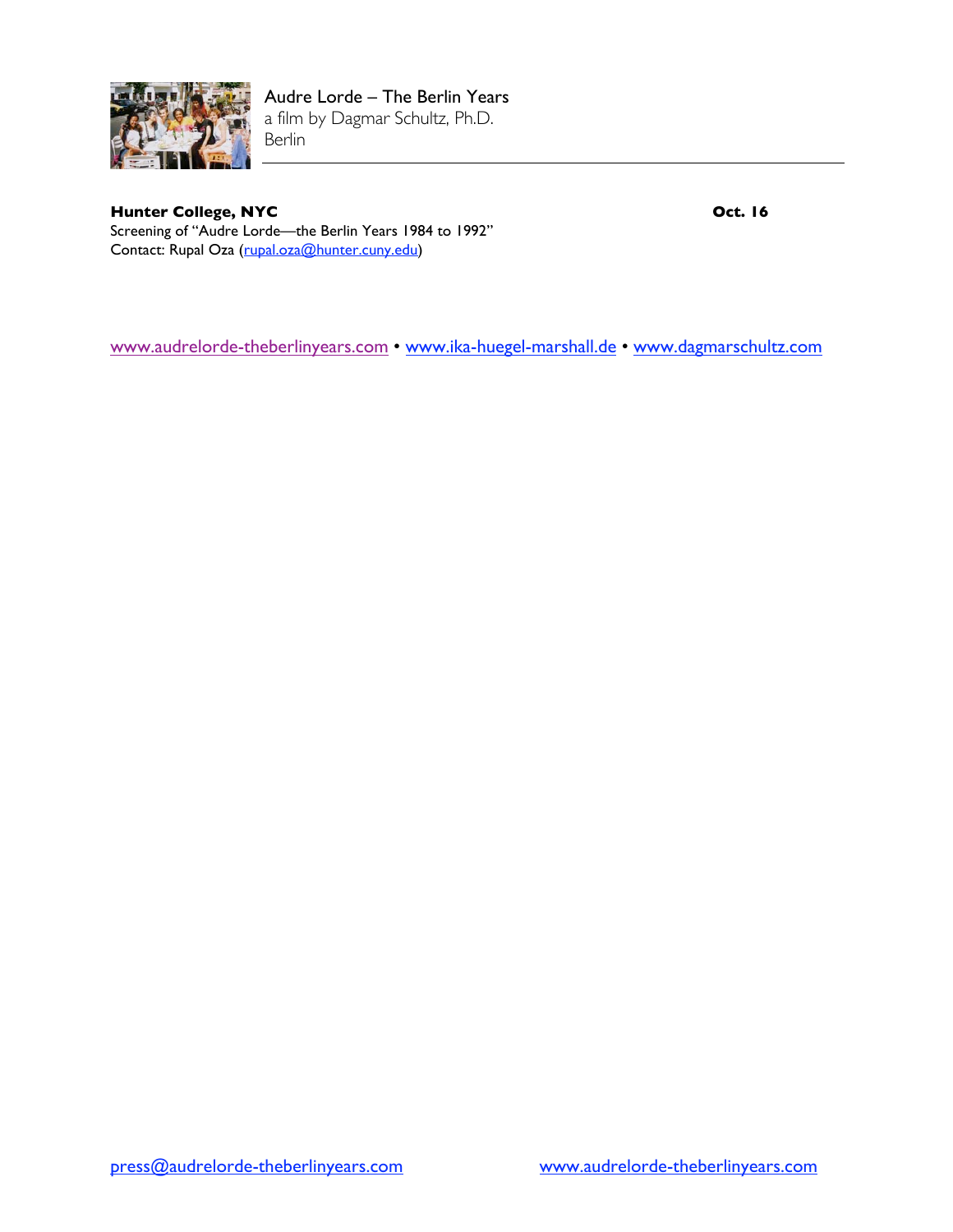Audre Lorde – The Berlin Years
a film by Dagmar Schultz, Ph.D.
Berlin

---

**Hunter College, NYC** **Oct. 16**
Screening of "Audre Lorde—the Berlin Years 1984 to 1992"
Contact: Rupal Oza (rupal.oza@hunter.cuny.edu)

www.audrelorde-theberlinyears.com • www.ika-huegel-marshall.de • www.dagmarschultz.com

press@audrelorde-theberlinyears.com www.audrelorde-theberlinyears.com